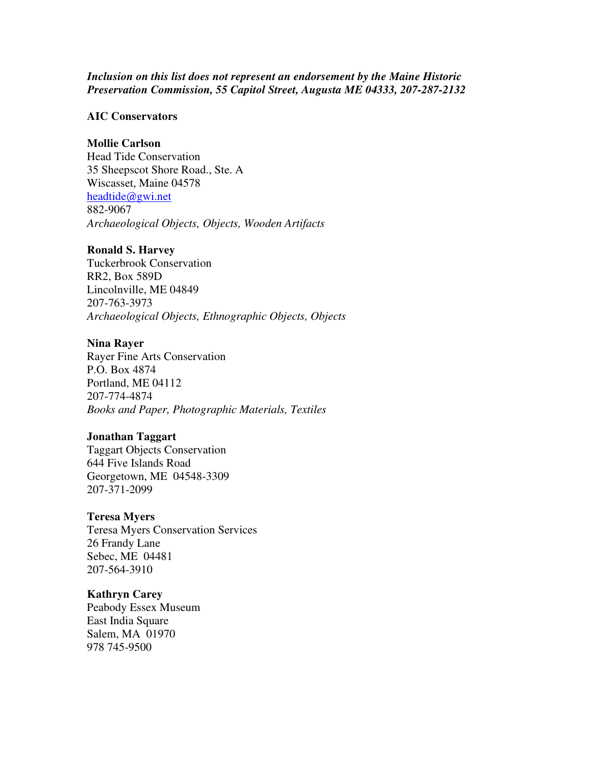***Inclusion on this list does not represent an endorsement by the Maine Historic Preservation Commission, 55 Capitol Street, Augusta ME 04333, 207-287-2132***

**AIC Conservators**

**Mollie Carlson**
Head Tide Conservation
35 Sheepscot Shore Road., Ste. A
Wiscasset, Maine 04578
headtide@gwi.net
882-9067
*Archaeological Objects, Objects, Wooden Artifacts*

**Ronald S. Harvey**
Tuckerbrook Conservation
RR2, Box 589D
Lincolnville, ME 04849
207-763-3973
*Archaeological Objects, Ethnographic Objects, Objects*

**Nina Rayer**
Rayer Fine Arts Conservation
P.O. Box 4874
Portland, ME 04112
207-774-4874
*Books and Paper, Photographic Materials, Textiles*

**Jonathan Taggart**
Taggart Objects Conservation
644 Five Islands Road
Georgetown, ME 04548-3309
207-371-2099

**Teresa Myers**
Teresa Myers Conservation Services
26 Frandy Lane
Sebec, ME 04481
207-564-3910

**Kathryn Carey**
Peabody Essex Museum
East India Square
Salem, MA 01970
978 745-9500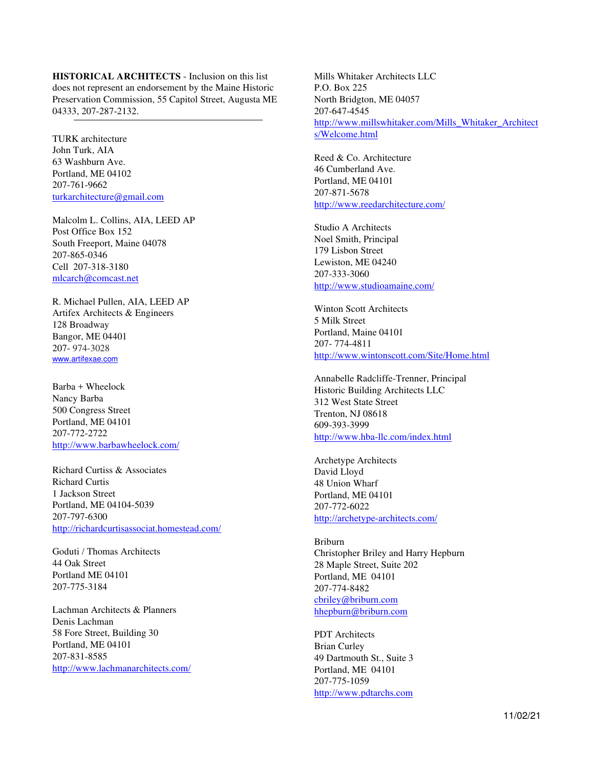**HISTORICAL ARCHITECTS** - Inclusion on this list does not represent an endorsement by the Maine Historic Preservation Commission, 55 Capitol Street, Augusta ME 04333, 207-287-2132.

---

TURK architecture
John Turk, AIA
63 Washburn Ave.
Portland, ME 04102
207-761-9662
turkarchitecture@gmail.com

Malcolm L. Collins, AIA, LEED AP
Post Office Box 152
South Freeport, Maine 04078
207-865-0346
Cell 207-318-3180
mlcarch@comcast.net

R. Michael Pullen, AIA, LEED AP
Artifex Architects & Engineers
128 Broadway
Bangor, ME 04401
207- 974-3028
www.artifexae.com

Barba + Wheelock
Nancy Barba
500 Congress Street
Portland, ME 04101
207-772-2722
http://www.barbawheelock.com/

Richard Curtiss & Associates
Richard Curtis
1 Jackson Street
Portland, ME 04104-5039
207-797-6300
http://richardcurtisassociat.homestead.com/

Goduti / Thomas Architects
44 Oak Street
Portland ME 04101
207-775-3184

Lachman Architects & Planners
Denis Lachman
58 Fore Street, Building 30
Portland, ME 04101
207-831-8585
http://www.lachmanarchitects.com/

Mills Whitaker Architects LLC
P.O. Box 225
North Bridgton, ME 04057
207-647-4545
http://www.millswhitaker.com/Mills_Whitaker_Architects/Welcome.html

Reed & Co. Architecture
46 Cumberland Ave.
Portland, ME 04101
207-871-5678
http://www.reedarchitecture.com/

Studio A Architects
Noel Smith, Principal
179 Lisbon Street
Lewiston, ME 04240
207-333-3060
http://www.studioamaine.com/

Winton Scott Architects
5 Milk Street
Portland, Maine 04101
207- 774-4811
http://www.wintonscott.com/Site/Home.html

Annabelle Radcliffe-Trenner, Principal
Historic Building Architects LLC
312 West State Street
Trenton, NJ 08618
609-393-3999
http://www.hba-llc.com/index.html

Archetype Architects
David Lloyd
48 Union Wharf
Portland, ME 04101
207-772-6022
http://archetype-architects.com/

Briburn
Christopher Briley and Harry Hepburn
28 Maple Street, Suite 202
Portland, ME 04101
207-774-8482
cbriley@briburn.com
hhepburn@briburn.com

PDT Architects
Brian Curley
49 Dartmouth St., Suite 3
Portland, ME 04101
207-775-1059
http://www.pdtarchs.com

11/02/21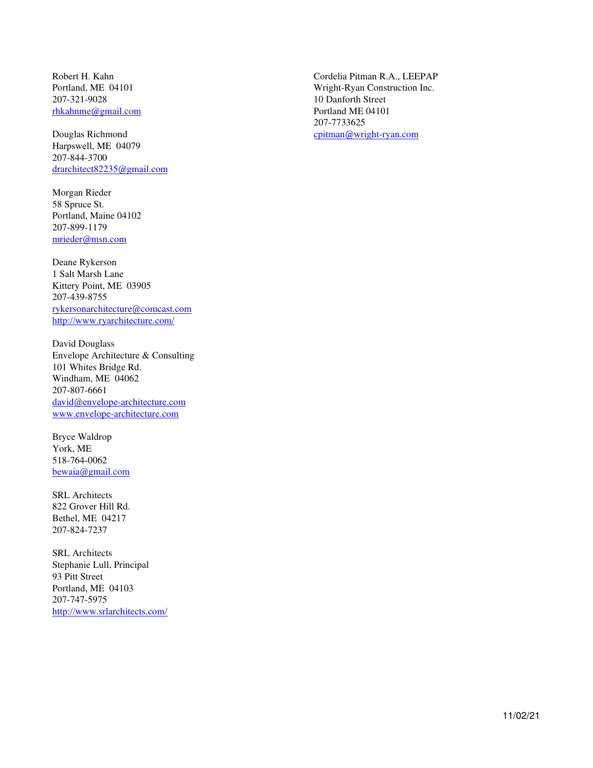Robert H. Kahn
Portland, ME  04101
207-321-9028
rhkahnme@gmail.com

Douglas Richmond
Harpswell, ME  04079
207-844-3700
drarchitect82235@gmail.com

Morgan Rieder
58 Spruce St.
Portland, Maine 04102
207-899-1179
mrieder@msn.com

Deane Rykerson
1 Salt Marsh Lane
Kittery Point, ME  03905
207-439-8755
rykersonarchitecture@comcast.com
http://www.ryarchitecture.com/

David Douglass
Envelope Architecture & Consulting
101 Whites Bridge Rd.
Windham, ME  04062
207-807-6661
david@envelope-architecture.com
www.envelope-architecture.com

Bryce Waldrop
York, ME
518-764-0062
bewaia@gmail.com

SRL Architects
822 Grover Hill Rd.
Bethel, ME  04217
207-824-7237

SRL Architects
Stephanie Lull, Principal
93 Pitt Street
Portland, ME  04103
207-747-5975
http://www.srlarchitects.com/

Cordelia Pitman R.A., LEEPAP
Wright-Ryan Construction Inc.
10 Danforth Street
Portland ME 04101
207-7733625
cpitman@wright-ryan.com

11/02/21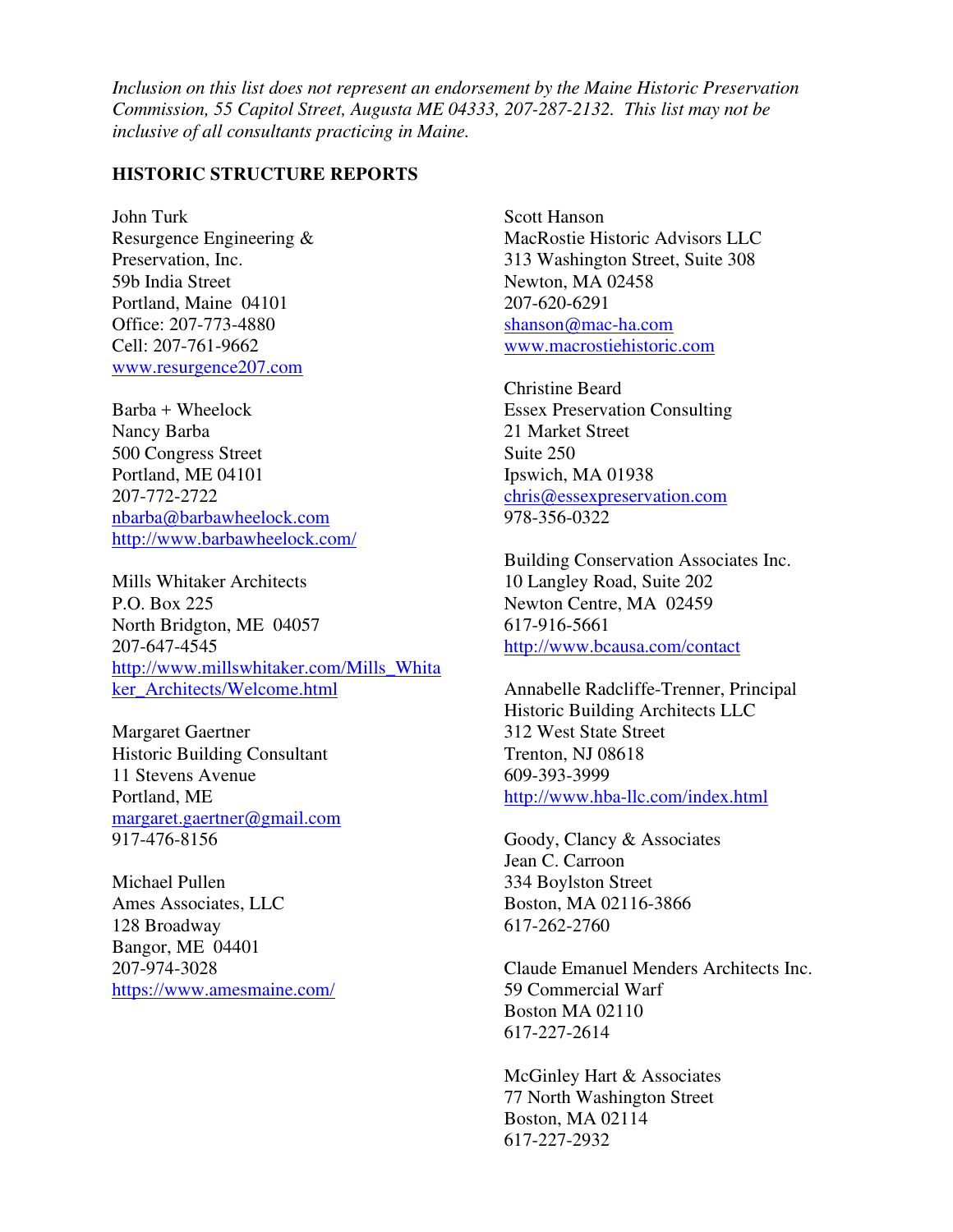*Inclusion on this list does not represent an endorsement by the Maine Historic Preservation Commission, 55 Capitol Street, Augusta ME 04333, 207-287-2132. This list may not be inclusive of all consultants practicing in Maine.*

**HISTORIC STRUCTURE REPORTS**

John Turk
Resurgence Engineering & Preservation, Inc.
59b India Street
Portland, Maine 04101
Office: 207-773-4880
Cell: 207-761-9662
www.resurgence207.com

Barba + Wheelock
Nancy Barba
500 Congress Street
Portland, ME 04101
207-772-2722
nbarba@barbawheelock.com
http://www.barbawheelock.com/

Mills Whitaker Architects
P.O. Box 225
North Bridgton, ME 04057
207-647-4545
http://www.millswhitaker.com/Mills_Whitaker_Architects/Welcome.html

Margaret Gaertner
Historic Building Consultant
11 Stevens Avenue
Portland, ME
margaret.gaertner@gmail.com
917-476-8156

Michael Pullen
Ames Associates, LLC
128 Broadway
Bangor, ME 04401
207-974-3028
https://www.amesmaine.com/

Scott Hanson
MacRostie Historic Advisors LLC
313 Washington Street, Suite 308
Newton, MA 02458
207-620-6291
shanson@mac-ha.com
www.macrostiehistoric.com

Christine Beard
Essex Preservation Consulting
21 Market Street
Suite 250
Ipswich, MA 01938
chris@essexpreservation.com
978-356-0322

Building Conservation Associates Inc.
10 Langley Road, Suite 202
Newton Centre, MA 02459
617-916-5661
http://www.bcausa.com/contact

Annabelle Radcliffe-Trenner, Principal
Historic Building Architects LLC
312 West State Street
Trenton, NJ 08618
609-393-3999
http://www.hba-llc.com/index.html

Goody, Clancy & Associates
Jean C. Carroon
334 Boylston Street
Boston, MA 02116-3866
617-262-2760

Claude Emanuel Menders Architects Inc.
59 Commercial Warf
Boston MA 02110
617-227-2614

McGinley Hart & Associates
77 North Washington Street
Boston, MA 02114
617-227-2932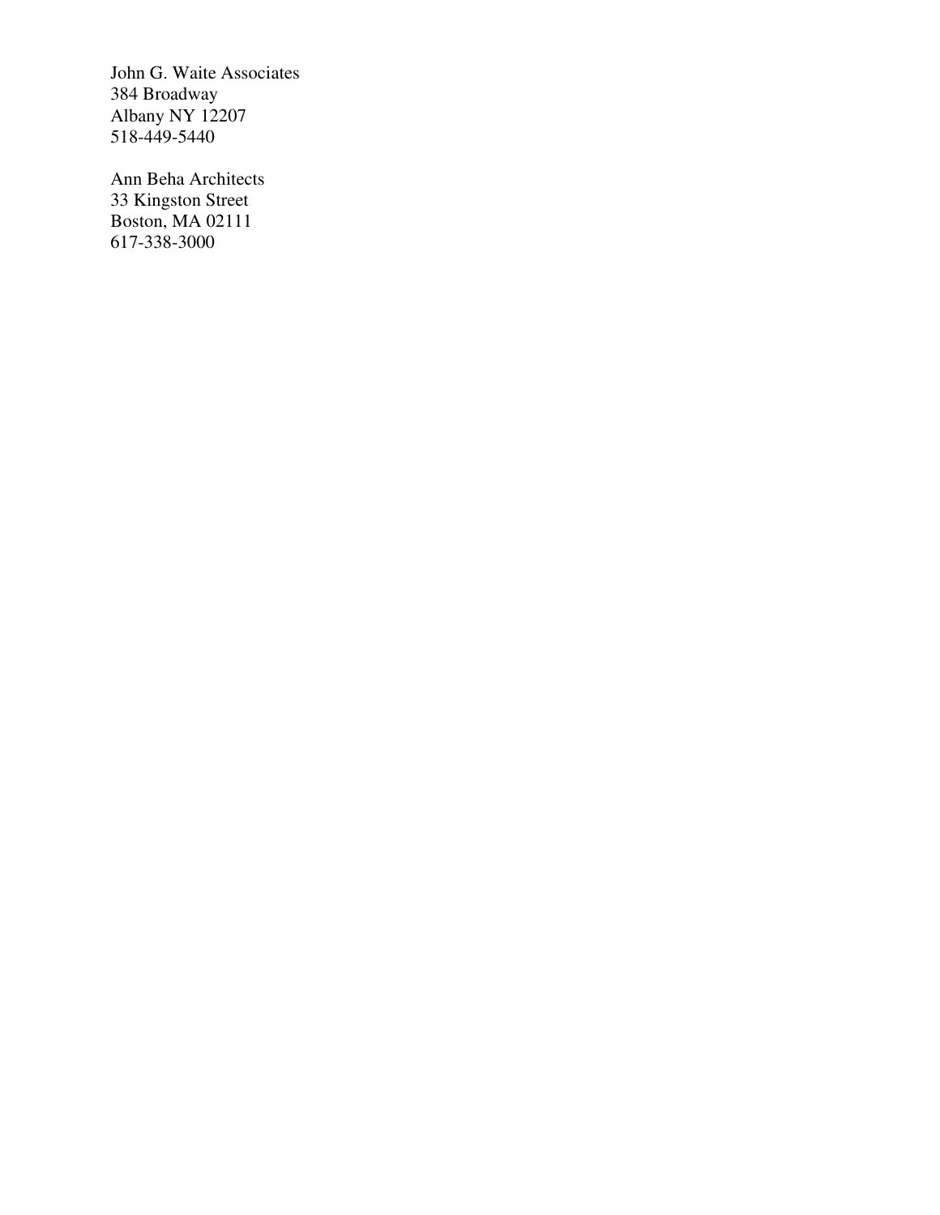John G. Waite Associates
384 Broadway
Albany NY 12207
518-449-5440

Ann Beha Architects
33 Kingston Street
Boston, MA 02111
617-338-3000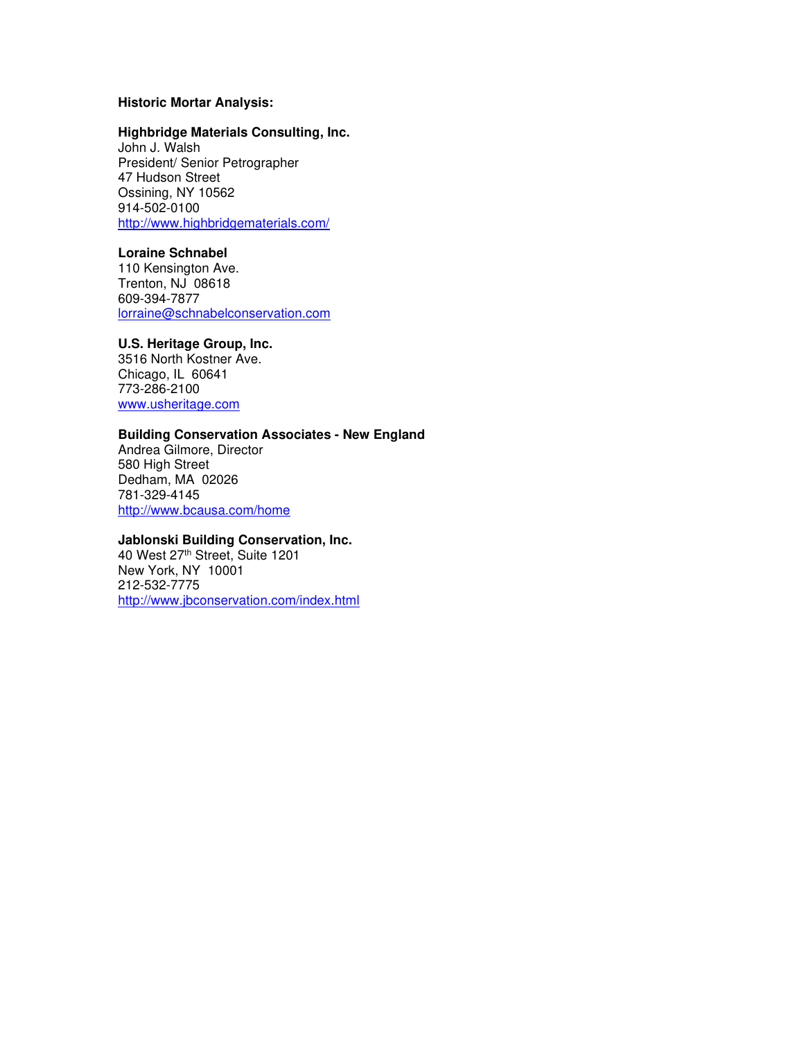**Historic Mortar Analysis:**

**Highbridge Materials Consulting, Inc.**
John J. Walsh
President/ Senior Petrographer
47 Hudson Street
Ossining, NY 10562
914-502-0100
http://www.highbridgematerials.com/

**Loraine Schnabel**
110 Kensington Ave.
Trenton, NJ 08618
609-394-7877
lorraine@schnabelconservation.com

**U.S. Heritage Group, Inc.**
3516 North Kostner Ave.
Chicago, IL 60641
773-286-2100
www.usheritage.com

**Building Conservation Associates - New England**
Andrea Gilmore, Director
580 High Street
Dedham, MA 02026
781-329-4145
http://www.bcausa.com/home

**Jablonski Building Conservation, Inc.**
40 West 27th Street, Suite 1201
New York, NY 10001
212-532-7775
http://www.jbconservation.com/index.html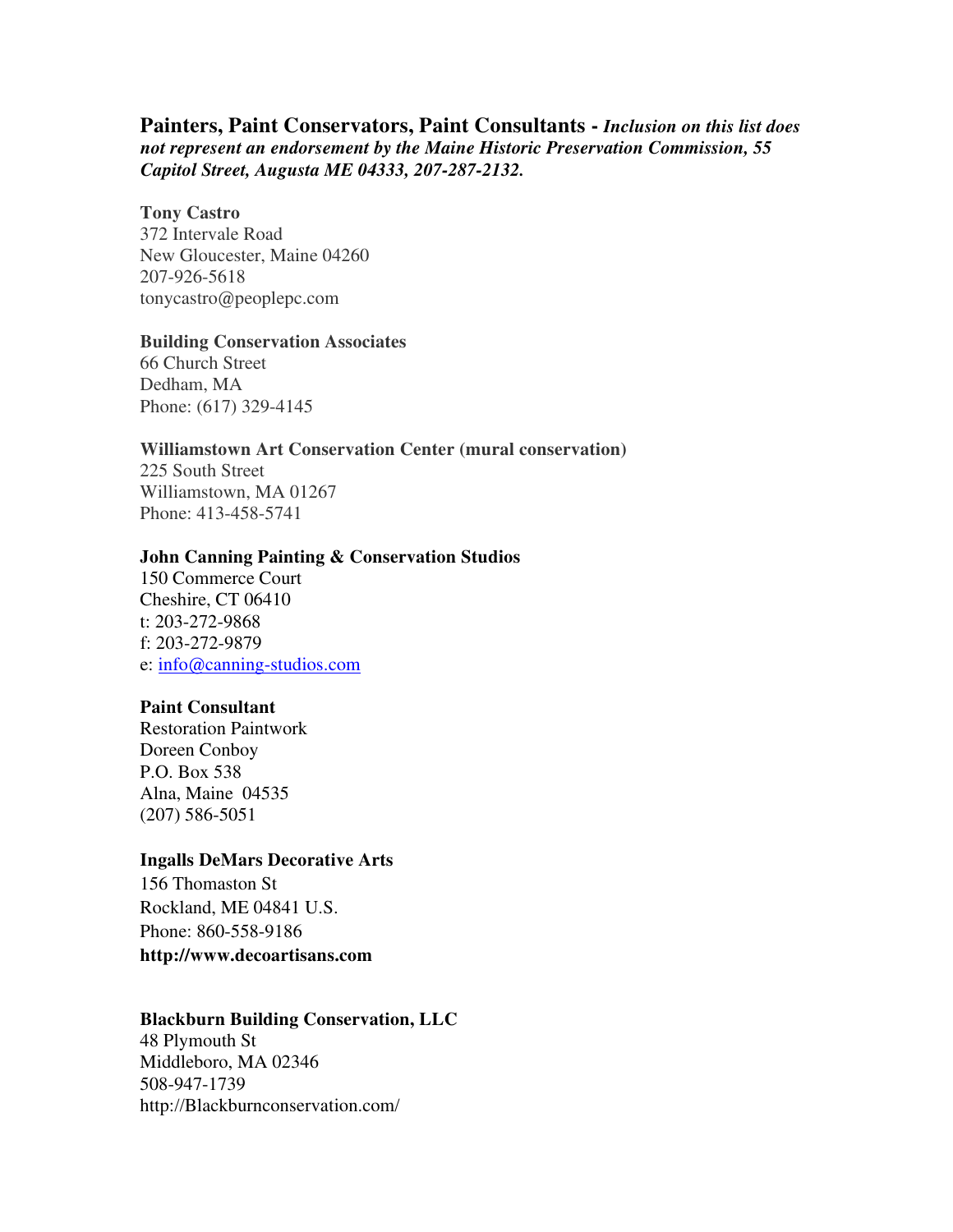## Painters, Paint Conservators, Paint Consultants - *Inclusion on this list does not represent an endorsement by the Maine Historic Preservation Commission, 55 Capitol Street, Augusta ME 04333, 207-287-2132.*

**Tony Castro**
372 Intervale Road
New Gloucester, Maine 04260
207-926-5618
tonycastro@peoplepc.com

**Building Conservation Associates**
66 Church Street
Dedham, MA
Phone: (617) 329-4145

**Williamstown Art Conservation Center (mural conservation)**
225 South Street
Williamstown, MA 01267
Phone: 413-458-5741

**John Canning Painting & Conservation Studios**
150 Commerce Court
Cheshire, CT 06410
t: 203-272-9868
f: 203-272-9879
e: info@canning-studios.com

**Paint Consultant**
Restoration Paintwork
Doreen Conboy
P.O. Box 538
Alna, Maine 04535
(207) 586-5051

**Ingalls DeMars Decorative Arts**
156 Thomaston St
Rockland, ME 04841 U.S.
Phone: 860-558-9186
**http://www.decoartisans.com**

**Blackburn Building Conservation, LLC**
48 Plymouth St
Middleboro, MA 02346
508-947-1739
http://Blackburnconservation.com/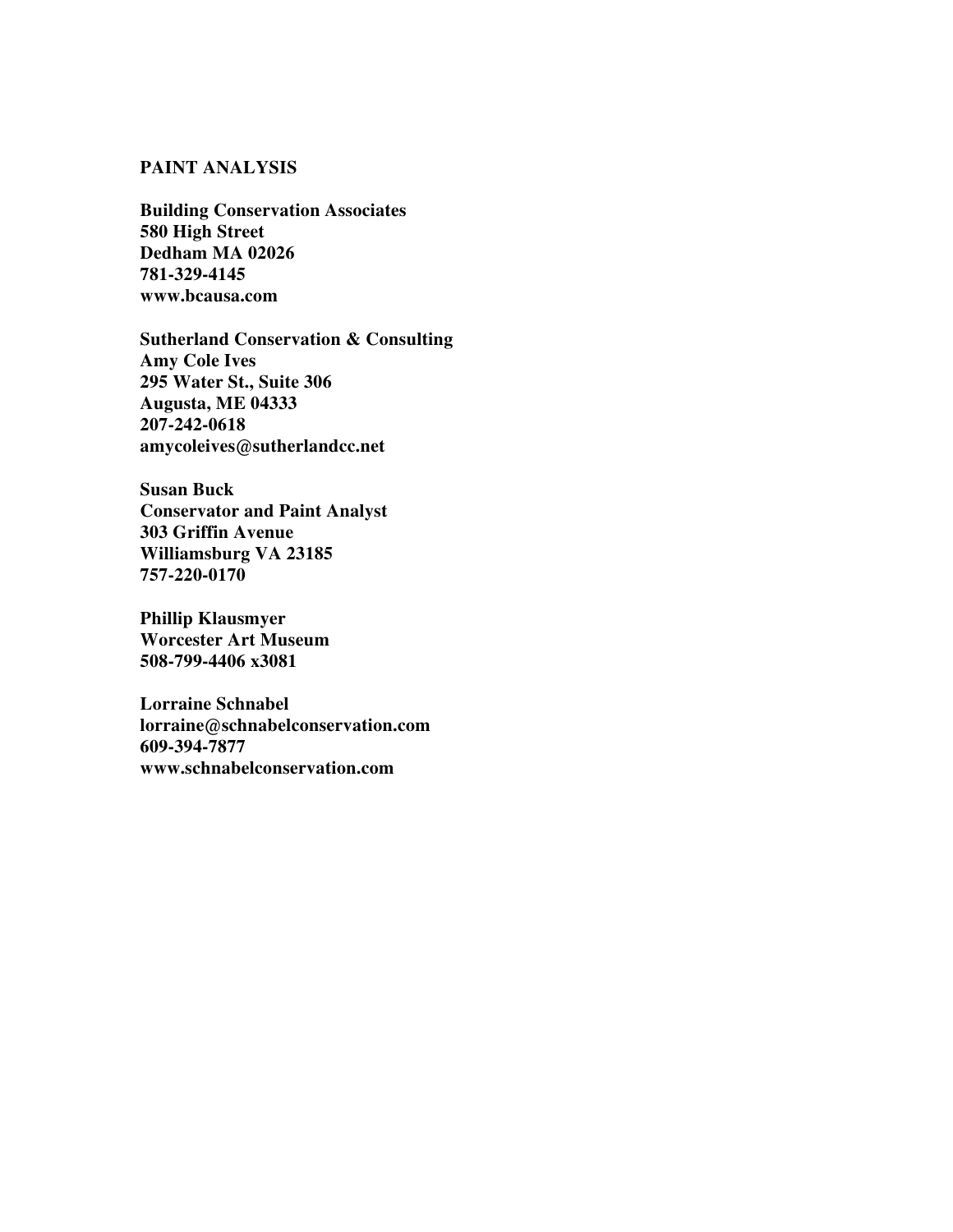**PAINT ANALYSIS**

**Building Conservation Associates**
**580 High Street**
**Dedham MA 02026**
**781-329-4145**
**www.bcausa.com**

**Sutherland Conservation & Consulting**
**Amy Cole Ives**
**295 Water St., Suite 306**
**Augusta, ME 04333**
**207-242-0618**
**amycoleives@sutherlandcc.net**

**Susan Buck**
**Conservator and Paint Analyst**
**303 Griffin Avenue**
**Williamsburg VA 23185**
**757-220-0170**

**Phillip Klausmyer**
**Worcester Art Museum**
**508-799-4406 x3081**

**Lorraine Schnabel**
**lorraine@schnabelconservation.com**
**609-394-7877**
**www.schnabelconservation.com**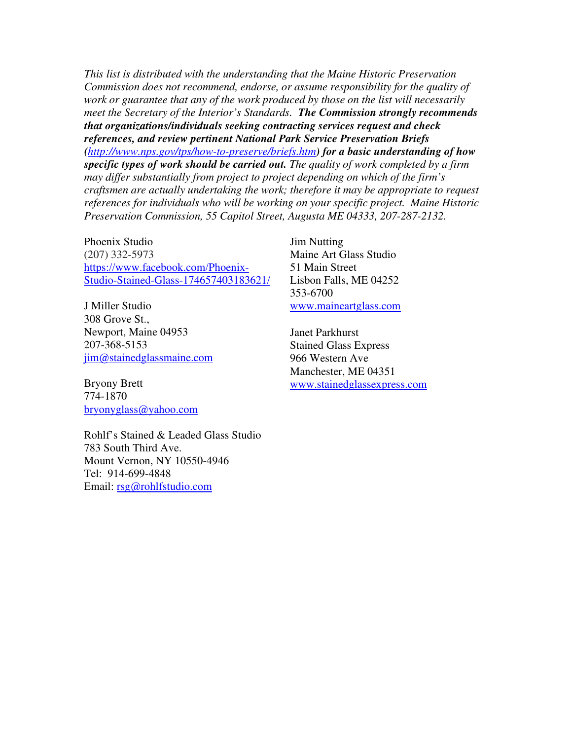*This list is distributed with the understanding that the Maine Historic Preservation Commission does not recommend, endorse, or assume responsibility for the quality of work or guarantee that any of the work produced by those on the list will necessarily meet the Secretary of the Interior's Standards.* ***The Commission strongly recommends that organizations/individuals seeking contracting services request and check references, and review pertinent National Park Service Preservation Briefs (http://www.nps.gov/tps/how-to-preserve/briefs.htm) for a basic understanding of how specific types of work should be carried out.*** *The quality of work completed by a firm may differ substantially from project to project depending on which of the firm's craftsmen are actually undertaking the work; therefore it may be appropriate to request references for individuals who will be working on your specific project. Maine Historic Preservation Commission, 55 Capitol Street, Augusta ME 04333, 207-287-2132.*

Phoenix Studio
(207) 332-5973
https://www.facebook.com/Phoenix-Studio-Stained-Glass-174657403183621/

J Miller Studio
308 Grove St.,
Newport, Maine 04953
207-368-5153
jim@stainedglassmaine.com

Bryony Brett
774-1870
bryonyglass@yahoo.com

Rohlf's Stained & Leaded Glass Studio
783 South Third Ave.
Mount Vernon, NY 10550-4946
Tel: 914-699-4848
Email: rsg@rohlfstudio.com

Jim Nutting
Maine Art Glass Studio
51 Main Street
Lisbon Falls, ME 04252
353-6700
www.maineartglass.com

Janet Parkhurst
Stained Glass Express
966 Western Ave
Manchester, ME 04351
www.stainedglassexpress.com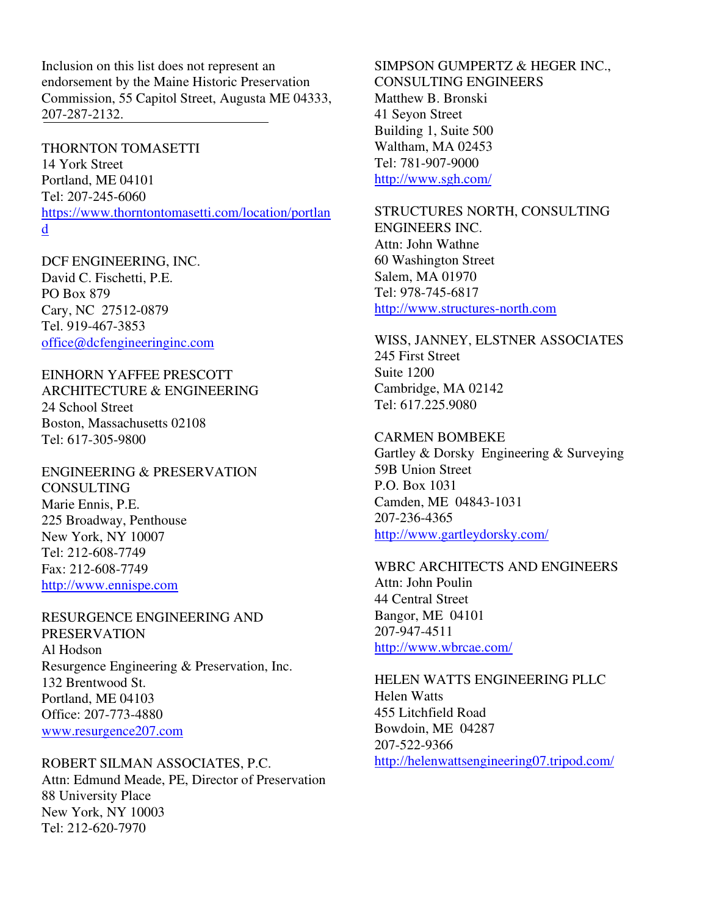Inclusion on this list does not represent an endorsement by the Maine Historic Preservation Commission, 55 Capitol Street, Augusta ME 04333, 207-287-2132.

---

THORNTON TOMASETTI
14 York Street
Portland, ME 04101
Tel: 207-245-6060
https://www.thorntontomasetti.com/location/portland

DCF ENGINEERING, INC.
David C. Fischetti, P.E.
PO Box 879
Cary, NC 27512-0879
Tel. 919-467-3853
office@dcfengineeringinc.com

EINHORN YAFFEE PRESCOTT ARCHITECTURE & ENGINEERING
24 School Street
Boston, Massachusetts 02108
Tel: 617-305-9800

ENGINEERING & PRESERVATION CONSULTING
Marie Ennis, P.E.
225 Broadway, Penthouse
New York, NY 10007
Tel: 212-608-7749
Fax: 212-608-7749
http://www.ennispe.com

RESURGENCE ENGINEERING AND PRESERVATION
Al Hodson
Resurgence Engineering & Preservation, Inc.
132 Brentwood St.
Portland, ME 04103
Office: 207-773-4880
www.resurgence207.com

ROBERT SILMAN ASSOCIATES, P.C.
Attn: Edmund Meade, PE, Director of Preservation
88 University Place
New York, NY 10003
Tel: 212-620-7970

SIMPSON GUMPERTZ & HEGER INC., CONSULTING ENGINEERS
Matthew B. Bronski
41 Seyon Street
Building 1, Suite 500
Waltham, MA 02453
Tel: 781-907-9000
http://www.sgh.com/

STRUCTURES NORTH, CONSULTING ENGINEERS INC.
Attn: John Wathne
60 Washington Street
Salem, MA 01970
Tel: 978-745-6817
http://www.structures-north.com

WISS, JANNEY, ELSTNER ASSOCIATES
245 First Street
Suite 1200
Cambridge, MA 02142
Tel: 617.225.9080

CARMEN BOMBEKE
Gartley & Dorsky Engineering & Surveying
59B Union Street
P.O. Box 1031
Camden, ME 04843-1031
207-236-4365
http://www.gartleydorsky.com/

WBRC ARCHITECTS AND ENGINEERS
Attn: John Poulin
44 Central Street
Bangor, ME 04101
207-947-4511
http://www.wbrcae.com/

HELEN WATTS ENGINEERING PLLC
Helen Watts
455 Litchfield Road
Bowdoin, ME 04287
207-522-9366
http://helenwattsengineering07.tripod.com/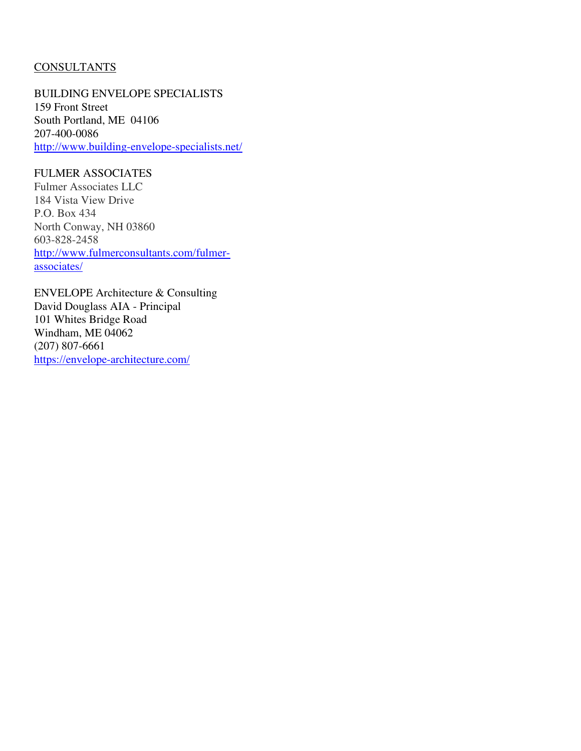CONSULTANTS

BUILDING ENVELOPE SPECIALISTS
159 Front Street
South Portland, ME  04106
207-400-0086
http://www.building-envelope-specialists.net/

FULMER ASSOCIATES
Fulmer Associates LLC
184 Vista View Drive
P.O. Box 434
North Conway, NH 03860
603-828-2458
http://www.fulmerconsultants.com/fulmer-associates/

ENVELOPE Architecture & Consulting
David Douglass AIA - Principal
101 Whites Bridge Road
Windham, ME 04062
(207) 807-6661
https://envelope-architecture.com/